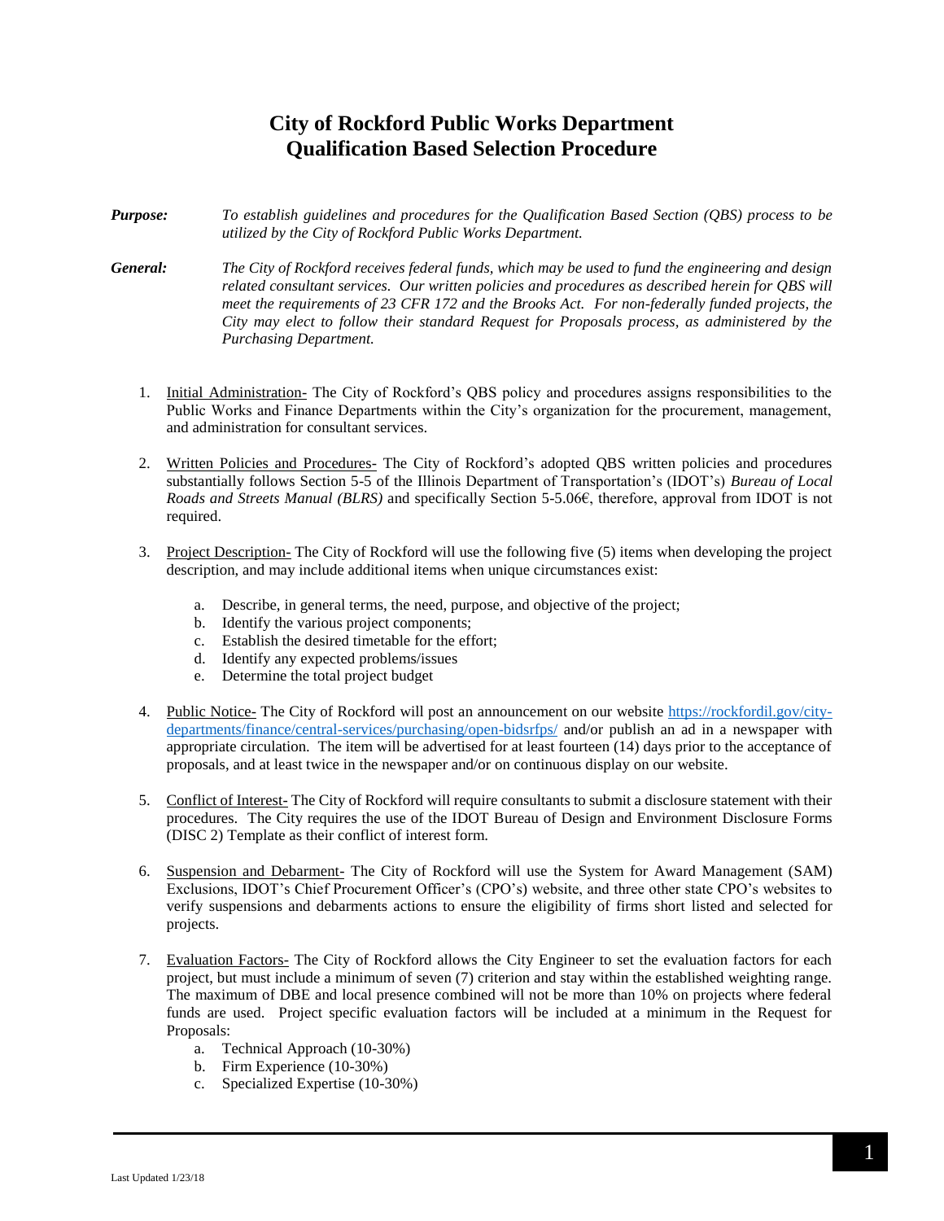# City of Rockford Public Works Department
# Qualification Based Selection Procedure

***Purpose:*** *To establish guidelines and procedures for the Qualification Based Section (QBS) process to be utilized by the City of Rockford Public Works Department.*

***General:*** *The City of Rockford receives federal funds, which may be used to fund the engineering and design related consultant services. Our written policies and procedures as described herein for QBS will meet the requirements of 23 CFR 172 and the Brooks Act. For non-federally funded projects, the City may elect to follow their standard Request for Proposals process, as administered by the Purchasing Department.*

1. Initial Administration- The City of Rockford's QBS policy and procedures assigns responsibilities to the Public Works and Finance Departments within the City's organization for the procurement, management, and administration for consultant services.

2. Written Policies and Procedures- The City of Rockford's adopted QBS written policies and procedures substantially follows Section 5-5 of the Illinois Department of Transportation's (IDOT's) *Bureau of Local Roads and Streets Manual (BLRS)* and specifically Section 5-5.06€, therefore, approval from IDOT is not required.

3. Project Description- The City of Rockford will use the following five (5) items when developing the project description, and may include additional items when unique circumstances exist:

   a. Describe, in general terms, the need, purpose, and objective of the project;
   b. Identify the various project components;
   c. Establish the desired timetable for the effort;
   d. Identify any expected problems/issues
   e. Determine the total project budget

4. Public Notice- The City of Rockford will post an announcement on our website [https://rockfordil.gov/city-departments/finance/central-services/purchasing/open-bidsrfps/](https://rockfordil.gov/city-departments/finance/central-services/purchasing/open-bidsrfps/) and/or publish an ad in a newspaper with appropriate circulation. The item will be advertised for at least fourteen (14) days prior to the acceptance of proposals, and at least twice in the newspaper and/or on continuous display on our website.

5. Conflict of Interest- The City of Rockford will require consultants to submit a disclosure statement with their procedures. The City requires the use of the IDOT Bureau of Design and Environment Disclosure Forms (DISC 2) Template as their conflict of interest form.

6. Suspension and Debarment- The City of Rockford will use the System for Award Management (SAM) Exclusions, IDOT's Chief Procurement Officer's (CPO's) website, and three other state CPO's websites to verify suspensions and debarments actions to ensure the eligibility of firms short listed and selected for projects.

7. Evaluation Factors- The City of Rockford allows the City Engineer to set the evaluation factors for each project, but must include a minimum of seven (7) criterion and stay within the established weighting range. The maximum of DBE and local presence combined will not be more than 10% on projects where federal funds are used. Project specific evaluation factors will be included at a minimum in the Request for Proposals:
   a. Technical Approach (10-30%)
   b. Firm Experience (10-30%)
   c. Specialized Expertise (10-30%)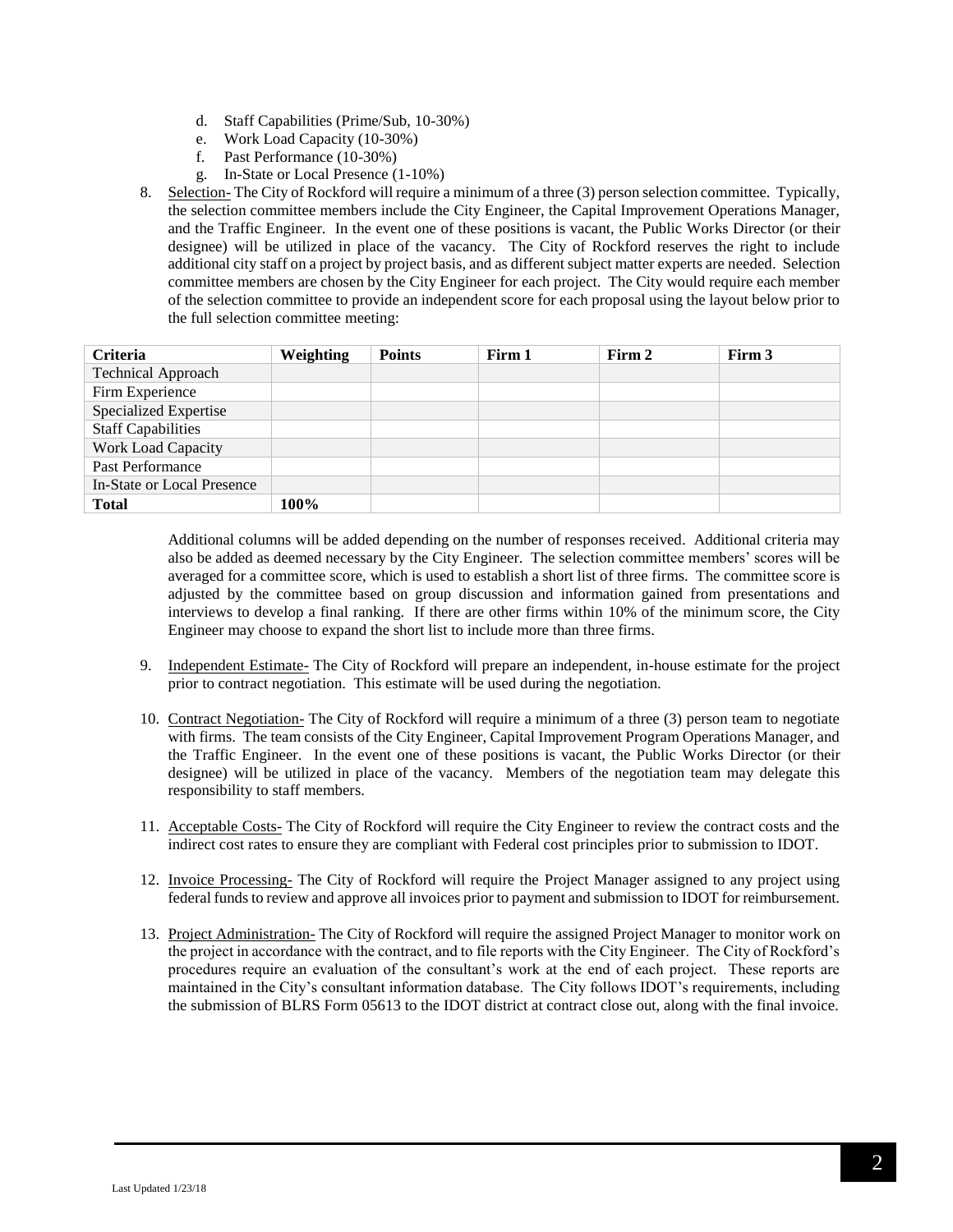d. Staff Capabilities (Prime/Sub, 10-30%)
e. Work Load Capacity (10-30%)
f. Past Performance (10-30%)
g. In-State or Local Presence (1-10%)

8. Selection- The City of Rockford will require a minimum of a three (3) person selection committee. Typically, the selection committee members include the City Engineer, the Capital Improvement Operations Manager, and the Traffic Engineer. In the event one of these positions is vacant, the Public Works Director (or their designee) will be utilized in place of the vacancy. The City of Rockford reserves the right to include additional city staff on a project by project basis, and as different subject matter experts are needed. Selection committee members are chosen by the City Engineer for each project. The City would require each member of the selection committee to provide an independent score for each proposal using the layout below prior to the full selection committee meeting:

| Criteria | Weighting | Points | Firm 1 | Firm 2 | Firm 3 |
|---|---|---|---|---|---|
| Technical Approach | | | | | |
| Firm Experience | | | | | |
| Specialized Expertise | | | | | |
| Staff Capabilities | | | | | |
| Work Load Capacity | | | | | |
| Past Performance | | | | | |
| In-State or Local Presence | | | | | |
| **Total** | **100%** | | | | |

Additional columns will be added depending on the number of responses received. Additional criteria may also be added as deemed necessary by the City Engineer. The selection committee members' scores will be averaged for a committee score, which is used to establish a short list of three firms. The committee score is adjusted by the committee based on group discussion and information gained from presentations and interviews to develop a final ranking. If there are other firms within 10% of the minimum score, the City Engineer may choose to expand the short list to include more than three firms.

9. Independent Estimate- The City of Rockford will prepare an independent, in-house estimate for the project prior to contract negotiation. This estimate will be used during the negotiation.

10. Contract Negotiation- The City of Rockford will require a minimum of a three (3) person team to negotiate with firms. The team consists of the City Engineer, Capital Improvement Program Operations Manager, and the Traffic Engineer. In the event one of these positions is vacant, the Public Works Director (or their designee) will be utilized in place of the vacancy. Members of the negotiation team may delegate this responsibility to staff members.

11. Acceptable Costs- The City of Rockford will require the City Engineer to review the contract costs and the indirect cost rates to ensure they are compliant with Federal cost principles prior to submission to IDOT.

12. Invoice Processing- The City of Rockford will require the Project Manager assigned to any project using federal funds to review and approve all invoices prior to payment and submission to IDOT for reimbursement.

13. Project Administration- The City of Rockford will require the assigned Project Manager to monitor work on the project in accordance with the contract, and to file reports with the City Engineer. The City of Rockford's procedures require an evaluation of the consultant's work at the end of each project. These reports are maintained in the City's consultant information database. The City follows IDOT's requirements, including the submission of BLRS Form 05613 to the IDOT district at contract close out, along with the final invoice.

Last Updated 1/23/18